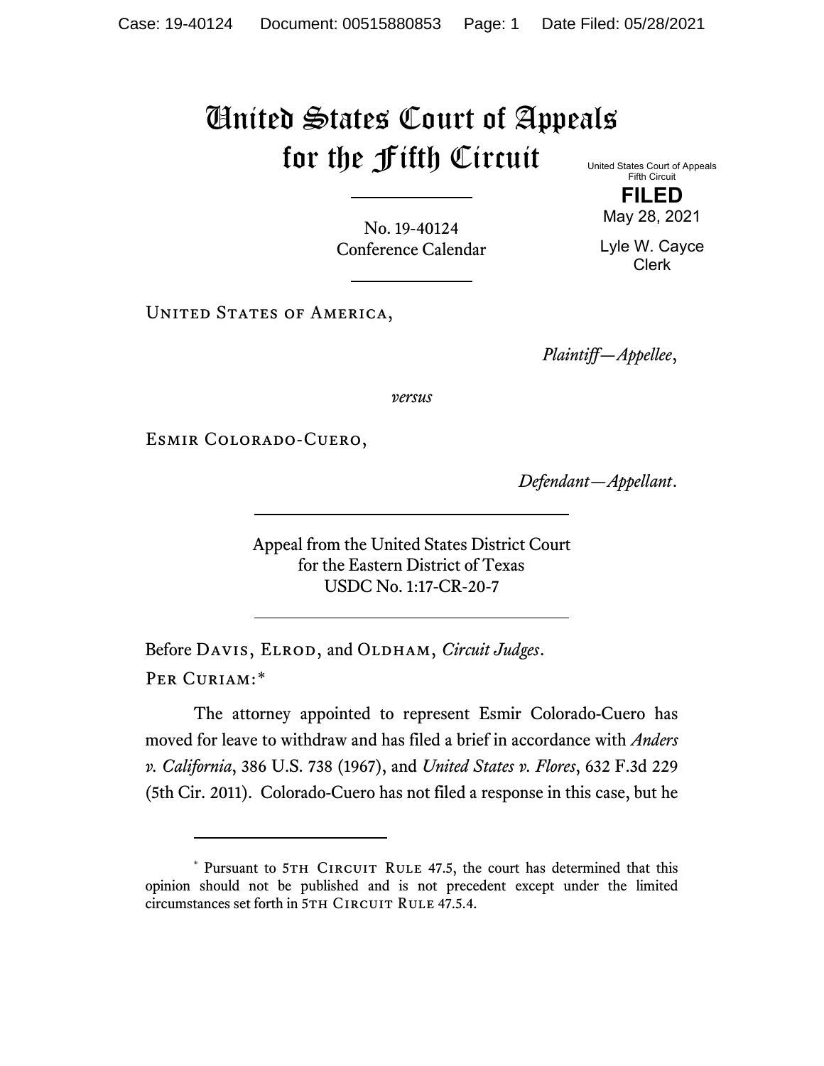# United States Court of Appeals for the Fifth Circuit

United States Court of Appeals
Fifth Circuit

**FILED**

May 28, 2021

Lyle W. Cayce
Clerk

No. 19-40124
Conference Calendar

United States of America,

*Plaintiff—Appellee*,

*versus*

Esmir Colorado-Cuero,

*Defendant—Appellant*.

Appeal from the United States District Court
for the Eastern District of Texas
USDC No. 1:17-CR-20-7

Before Davis, Elrod, and Oldham, *Circuit Judges*.

Per Curiam:*

The attorney appointed to represent Esmir Colorado-Cuero has moved for leave to withdraw and has filed a brief in accordance with *Anders v. California*, 386 U.S. 738 (1967), and *United States v. Flores*, 632 F.3d 229 (5th Cir. 2011). Colorado-Cuero has not filed a response in this case, but he

---

\* Pursuant to 5th Circuit Rule 47.5, the court has determined that this opinion should not be published and is not precedent except under the limited circumstances set forth in 5th Circuit Rule 47.5.4.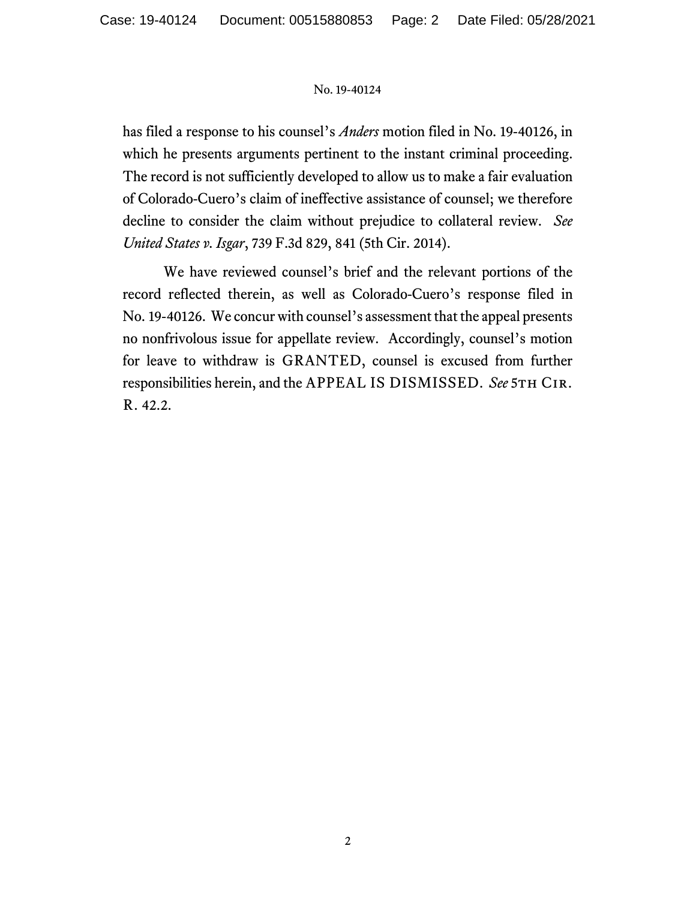has filed a response to his counsel's *Anders* motion filed in No. 19-40126, in which he presents arguments pertinent to the instant criminal proceeding. The record is not sufficiently developed to allow us to make a fair evaluation of Colorado-Cuero's claim of ineffective assistance of counsel; we therefore decline to consider the claim without prejudice to collateral review. *See United States v. Isgar*, 739 F.3d 829, 841 (5th Cir. 2014).

We have reviewed counsel's brief and the relevant portions of the record reflected therein, as well as Colorado-Cuero's response filed in No. 19-40126. We concur with counsel's assessment that the appeal presents no nonfrivolous issue for appellate review. Accordingly, counsel's motion for leave to withdraw is GRANTED, counsel is excused from further responsibilities herein, and the APPEAL IS DISMISSED. *See* 5TH CIR. R. 42.2.